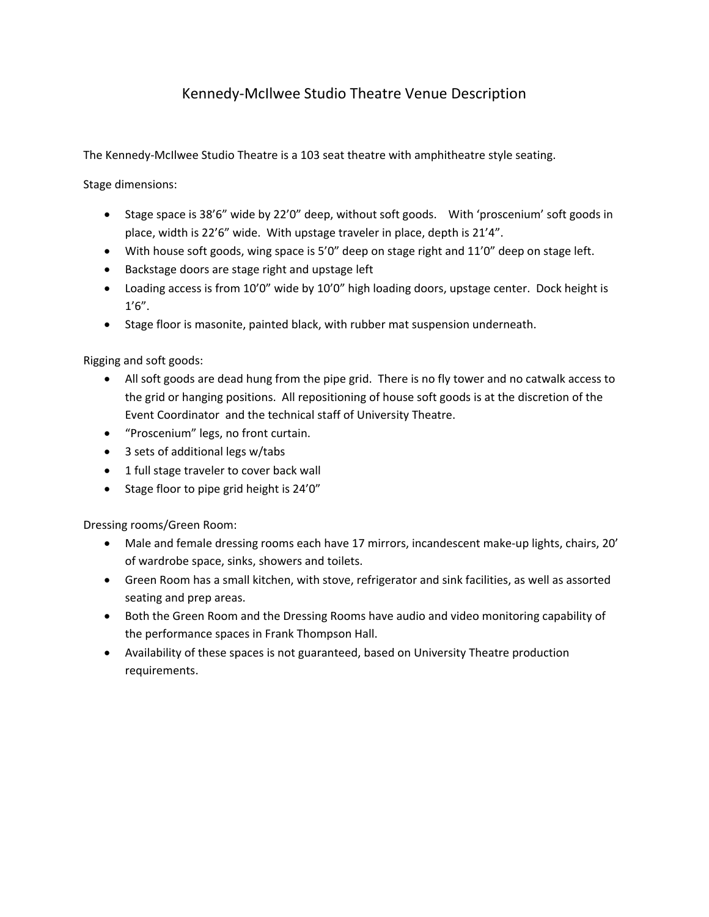# Kennedy-McIlwee Studio Theatre Venue Description

The Kennedy-McIlwee Studio Theatre is a 103 seat theatre with amphitheatre style seating.

Stage dimensions:

- Stage space is 38'6" wide by 22'0" deep, without soft goods. With 'proscenium' soft goods in place, width is 22'6" wide. With upstage traveler in place, depth is 21'4".
- With house soft goods, wing space is 5'0" deep on stage right and 11'0" deep on stage left.
- Backstage doors are stage right and upstage left
- Loading access is from 10'0" wide by 10'0" high loading doors, upstage center. Dock height is 1'6".
- Stage floor is masonite, painted black, with rubber mat suspension underneath.

Rigging and soft goods:

- All soft goods are dead hung from the pipe grid. There is no fly tower and no catwalk access to the grid or hanging positions. All repositioning of house soft goods is at the discretion of the Event Coordinator and the technical staff of University Theatre.
- "Proscenium" legs, no front curtain.
- 3 sets of additional legs w/tabs
- 1 full stage traveler to cover back wall
- Stage floor to pipe grid height is 24'0"

Dressing rooms/Green Room:

- Male and female dressing rooms each have 17 mirrors, incandescent make-up lights, chairs, 20' of wardrobe space, sinks, showers and toilets.
- Green Room has a small kitchen, with stove, refrigerator and sink facilities, as well as assorted seating and prep areas.
- Both the Green Room and the Dressing Rooms have audio and video monitoring capability of the performance spaces in Frank Thompson Hall.
- Availability of these spaces is not guaranteed, based on University Theatre production requirements.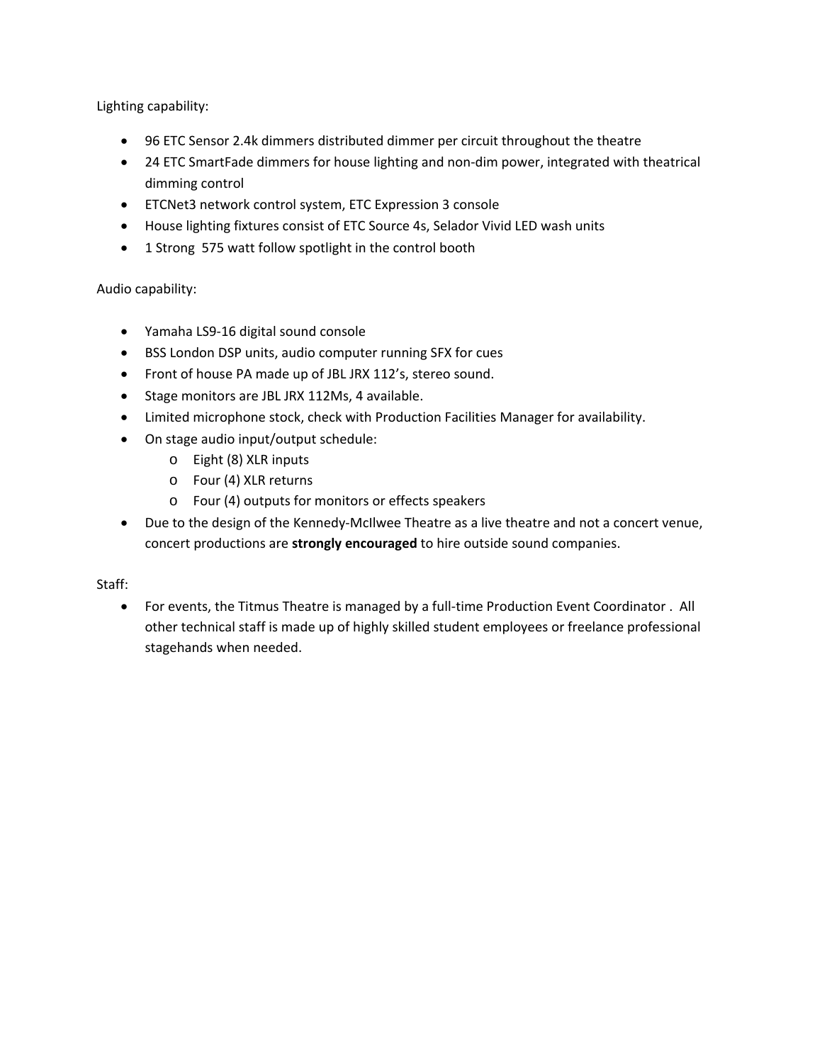Lighting capability:

- 96 ETC Sensor 2.4k dimmers distributed dimmer per circuit throughout the theatre
- 24 ETC SmartFade dimmers for house lighting and non-dim power, integrated with theatrical dimming control
- ETCNet3 network control system, ETC Expression 3 console
- House lighting fixtures consist of ETC Source 4s, Selador Vivid LED wash units
- 1 Strong 575 watt follow spotlight in the control booth

Audio capability:

- Yamaha LS9-16 digital sound console
- BSS London DSP units, audio computer running SFX for cues
- Front of house PA made up of JBL JRX 112's, stereo sound.
- Stage monitors are JBL JRX 112Ms, 4 available.
- Limited microphone stock, check with Production Facilities Manager for availability.
- On stage audio input/output schedule:
  - Eight (8) XLR inputs
  - Four (4) XLR returns
  - Four (4) outputs for monitors or effects speakers
- Due to the design of the Kennedy-McIlwee Theatre as a live theatre and not a concert venue, concert productions are **strongly encouraged** to hire outside sound companies.

Staff:

- For events, the Titmus Theatre is managed by a full-time Production Event Coordinator . All other technical staff is made up of highly skilled student employees or freelance professional stagehands when needed.